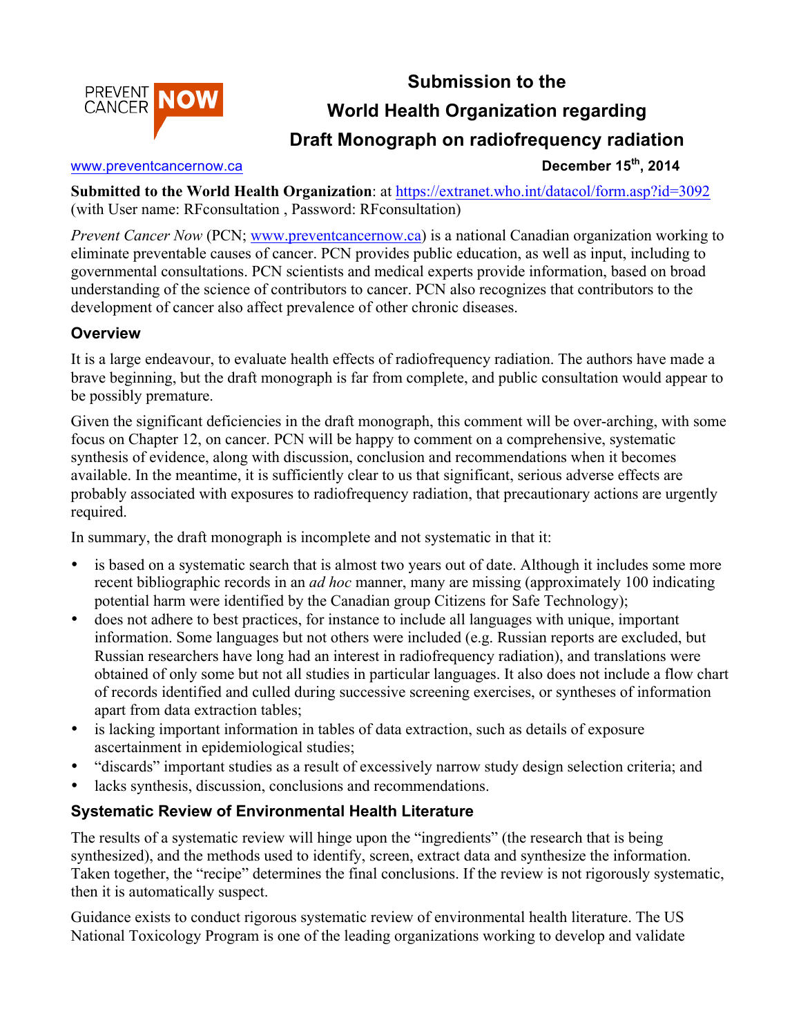PREVENT CANCER **NOW**

# Submission to the World Health Organization regarding Draft Monograph on radiofrequency radiation

www.preventcancernow.ca

**December 15th, 2014**

**Submitted to the World Health Organization**: at https://extranet.who.int/datacol/form.asp?id=3092 (with User name: RFconsultation , Password: RFconsultation)

*Prevent Cancer Now* (PCN; www.preventcancernow.ca) is a national Canadian organization working to eliminate preventable causes of cancer. PCN provides public education, as well as input, including to governmental consultations. PCN scientists and medical experts provide information, based on broad understanding of the science of contributors to cancer. PCN also recognizes that contributors to the development of cancer also affect prevalence of other chronic diseases.

## Overview

It is a large endeavour, to evaluate health effects of radiofrequency radiation. The authors have made a brave beginning, but the draft monograph is far from complete, and public consultation would appear to be possibly premature.

Given the significant deficiencies in the draft monograph, this comment will be over-arching, with some focus on Chapter 12, on cancer. PCN will be happy to comment on a comprehensive, systematic synthesis of evidence, along with discussion, conclusion and recommendations when it becomes available. In the meantime, it is sufficiently clear to us that significant, serious adverse effects are probably associated with exposures to radiofrequency radiation, that precautionary actions are urgently required.

In summary, the draft monograph is incomplete and not systematic in that it:

- is based on a systematic search that is almost two years out of date. Although it includes some more recent bibliographic records in an *ad hoc* manner, many are missing (approximately 100 indicating potential harm were identified by the Canadian group Citizens for Safe Technology);
- does not adhere to best practices, for instance to include all languages with unique, important information. Some languages but not others were included (e.g. Russian reports are excluded, but Russian researchers have long had an interest in radiofrequency radiation), and translations were obtained of only some but not all studies in particular languages. It also does not include a flow chart of records identified and culled during successive screening exercises, or syntheses of information apart from data extraction tables;
- is lacking important information in tables of data extraction, such as details of exposure ascertainment in epidemiological studies;
- "discards" important studies as a result of excessively narrow study design selection criteria; and
- lacks synthesis, discussion, conclusions and recommendations.

## Systematic Review of Environmental Health Literature

The results of a systematic review will hinge upon the "ingredients" (the research that is being synthesized), and the methods used to identify, screen, extract data and synthesize the information. Taken together, the "recipe" determines the final conclusions. If the review is not rigorously systematic, then it is automatically suspect.

Guidance exists to conduct rigorous systematic review of environmental health literature. The US National Toxicology Program is one of the leading organizations working to develop and validate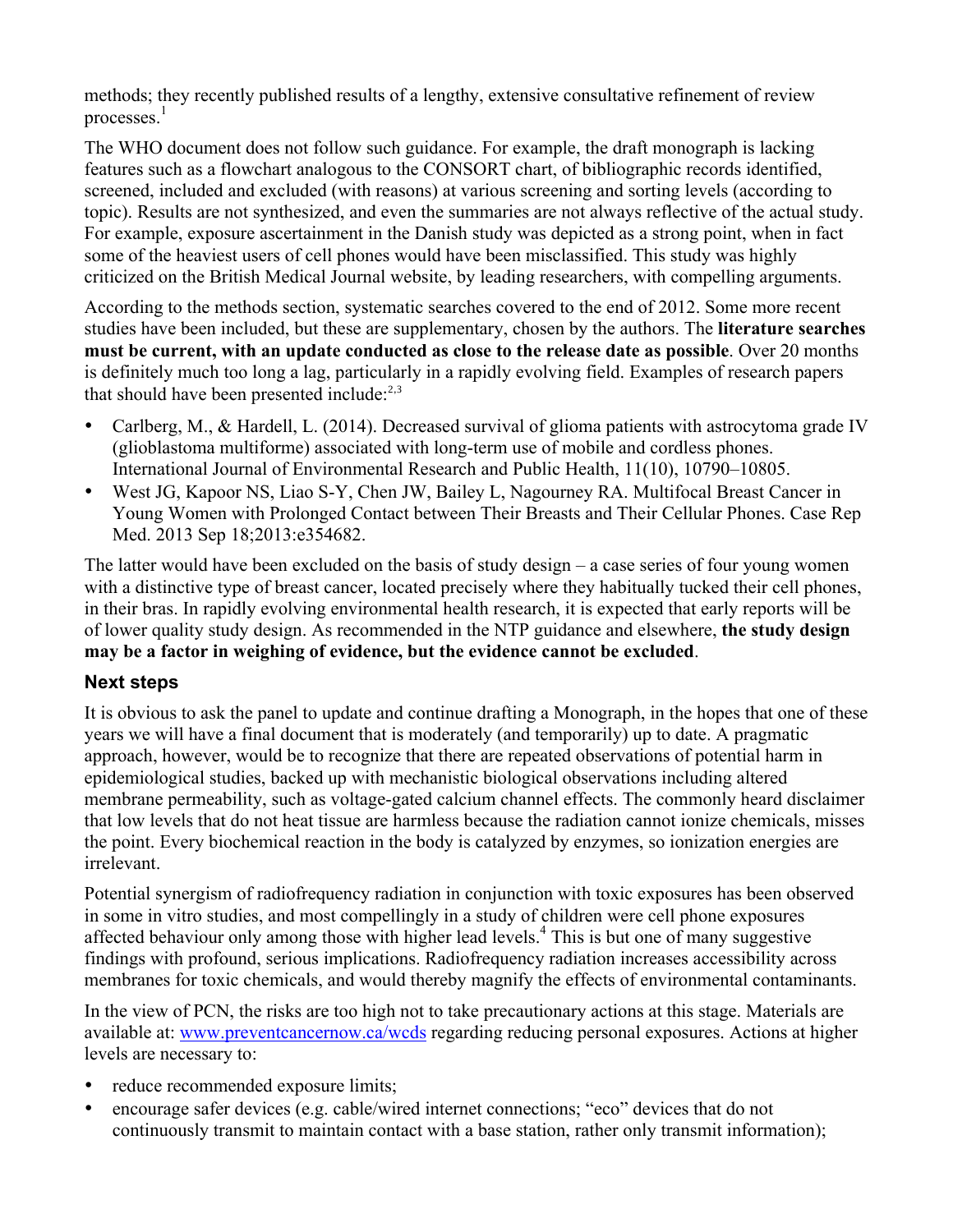methods; they recently published results of a lengthy, extensive consultative refinement of review processes.[1]

The WHO document does not follow such guidance. For example, the draft monograph is lacking features such as a flowchart analogous to the CONSORT chart, of bibliographic records identified, screened, included and excluded (with reasons) at various screening and sorting levels (according to topic). Results are not synthesized, and even the summaries are not always reflective of the actual study. For example, exposure ascertainment in the Danish study was depicted as a strong point, when in fact some of the heaviest users of cell phones would have been misclassified. This study was highly criticized on the British Medical Journal website, by leading researchers, with compelling arguments.

According to the methods section, systematic searches covered to the end of 2012. Some more recent studies have been included, but these are supplementary, chosen by the authors. The **literature searches must be current, with an update conducted as close to the release date as possible**. Over 20 months is definitely much too long a lag, particularly in a rapidly evolving field. Examples of research papers that should have been presented include:[2,3]

- Carlberg, M., & Hardell, L. (2014). Decreased survival of glioma patients with astrocytoma grade IV (glioblastoma multiforme) associated with long-term use of mobile and cordless phones. International Journal of Environmental Research and Public Health, 11(10), 10790–10805.
- West JG, Kapoor NS, Liao S-Y, Chen JW, Bailey L, Nagourney RA. Multifocal Breast Cancer in Young Women with Prolonged Contact between Their Breasts and Their Cellular Phones. Case Rep Med. 2013 Sep 18;2013:e354682.

The latter would have been excluded on the basis of study design – a case series of four young women with a distinctive type of breast cancer, located precisely where they habitually tucked their cell phones, in their bras. In rapidly evolving environmental health research, it is expected that early reports will be of lower quality study design. As recommended in the NTP guidance and elsewhere, **the study design may be a factor in weighing of evidence, but the evidence cannot be excluded**.

## Next steps

It is obvious to ask the panel to update and continue drafting a Monograph, in the hopes that one of these years we will have a final document that is moderately (and temporarily) up to date. A pragmatic approach, however, would be to recognize that there are repeated observations of potential harm in epidemiological studies, backed up with mechanistic biological observations including altered membrane permeability, such as voltage-gated calcium channel effects. The commonly heard disclaimer that low levels that do not heat tissue are harmless because the radiation cannot ionize chemicals, misses the point. Every biochemical reaction in the body is catalyzed by enzymes, so ionization energies are irrelevant.

Potential synergism of radiofrequency radiation in conjunction with toxic exposures has been observed in some in vitro studies, and most compellingly in a study of children were cell phone exposures affected behaviour only among those with higher lead levels.[4] This is but one of many suggestive findings with profound, serious implications. Radiofrequency radiation increases accessibility across membranes for toxic chemicals, and would thereby magnify the effects of environmental contaminants.

In the view of PCN, the risks are too high not to take precautionary actions at this stage. Materials are available at: www.preventcancernow.ca/wcds regarding reducing personal exposures. Actions at higher levels are necessary to:

- reduce recommended exposure limits;
- encourage safer devices (e.g. cable/wired internet connections; "eco" devices that do not continuously transmit to maintain contact with a base station, rather only transmit information);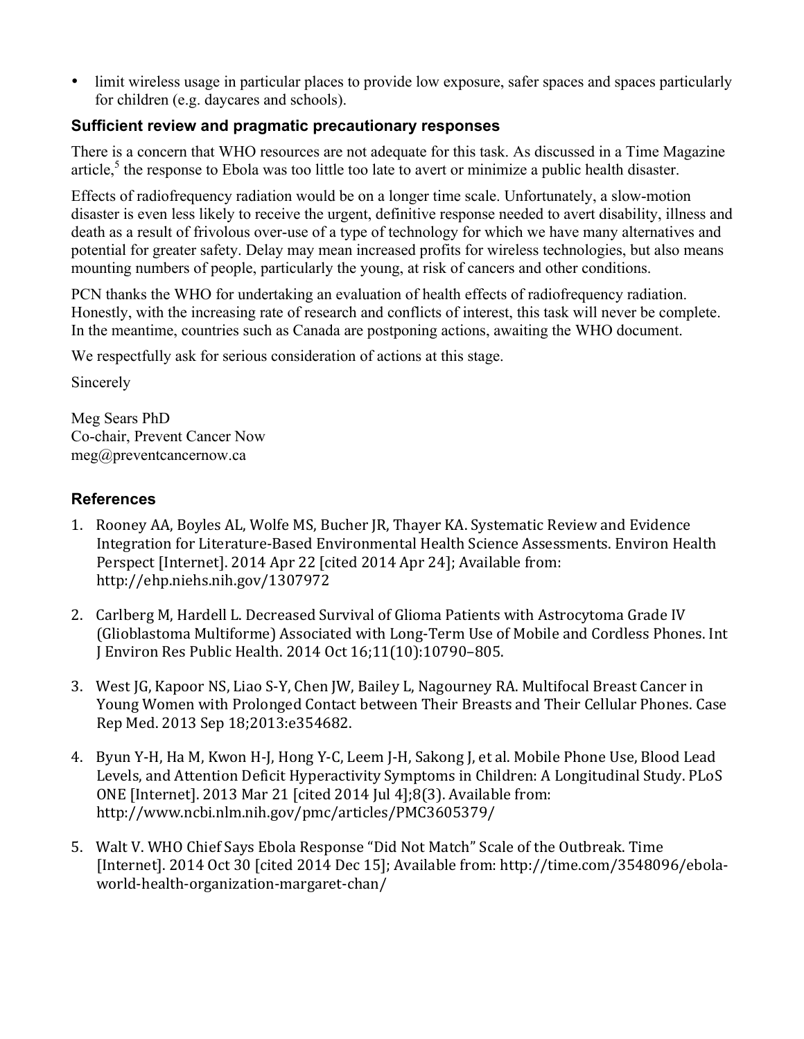- limit wireless usage in particular places to provide low exposure, safer spaces and spaces particularly for children (e.g. daycares and schools).

### Sufficient review and pragmatic precautionary responses

There is a concern that WHO resources are not adequate for this task. As discussed in a Time Magazine article,[5] the response to Ebola was too little too late to avert or minimize a public health disaster.

Effects of radiofrequency radiation would be on a longer time scale. Unfortunately, a slow-motion disaster is even less likely to receive the urgent, definitive response needed to avert disability, illness and death as a result of frivolous over-use of a type of technology for which we have many alternatives and potential for greater safety. Delay may mean increased profits for wireless technologies, but also means mounting numbers of people, particularly the young, at risk of cancers and other conditions.

PCN thanks the WHO for undertaking an evaluation of health effects of radiofrequency radiation. Honestly, with the increasing rate of research and conflicts of interest, this task will never be complete. In the meantime, countries such as Canada are postponing actions, awaiting the WHO document.

We respectfully ask for serious consideration of actions at this stage.

Sincerely

Meg Sears PhD
Co-chair, Prevent Cancer Now
meg@preventcancernow.ca

### References

1. Rooney AA, Boyles AL, Wolfe MS, Bucher JR, Thayer KA. Systematic Review and Evidence Integration for Literature-Based Environmental Health Science Assessments. Environ Health Perspect [Internet]. 2014 Apr 22 [cited 2014 Apr 24]; Available from: http://ehp.niehs.nih.gov/1307972

2. Carlberg M, Hardell L. Decreased Survival of Glioma Patients with Astrocytoma Grade IV (Glioblastoma Multiforme) Associated with Long-Term Use of Mobile and Cordless Phones. Int J Environ Res Public Health. 2014 Oct 16;11(10):10790–805.

3. West JG, Kapoor NS, Liao S-Y, Chen JW, Bailey L, Nagourney RA. Multifocal Breast Cancer in Young Women with Prolonged Contact between Their Breasts and Their Cellular Phones. Case Rep Med. 2013 Sep 18;2013:e354682.

4. Byun Y-H, Ha M, Kwon H-J, Hong Y-C, Leem J-H, Sakong J, et al. Mobile Phone Use, Blood Lead Levels, and Attention Deficit Hyperactivity Symptoms in Children: A Longitudinal Study. PLoS ONE [Internet]. 2013 Mar 21 [cited 2014 Jul 4];8(3). Available from: http://www.ncbi.nlm.nih.gov/pmc/articles/PMC3605379/

5. Walt V. WHO Chief Says Ebola Response "Did Not Match" Scale of the Outbreak. Time [Internet]. 2014 Oct 30 [cited 2014 Dec 15]; Available from: http://time.com/3548096/ebola-world-health-organization-margaret-chan/